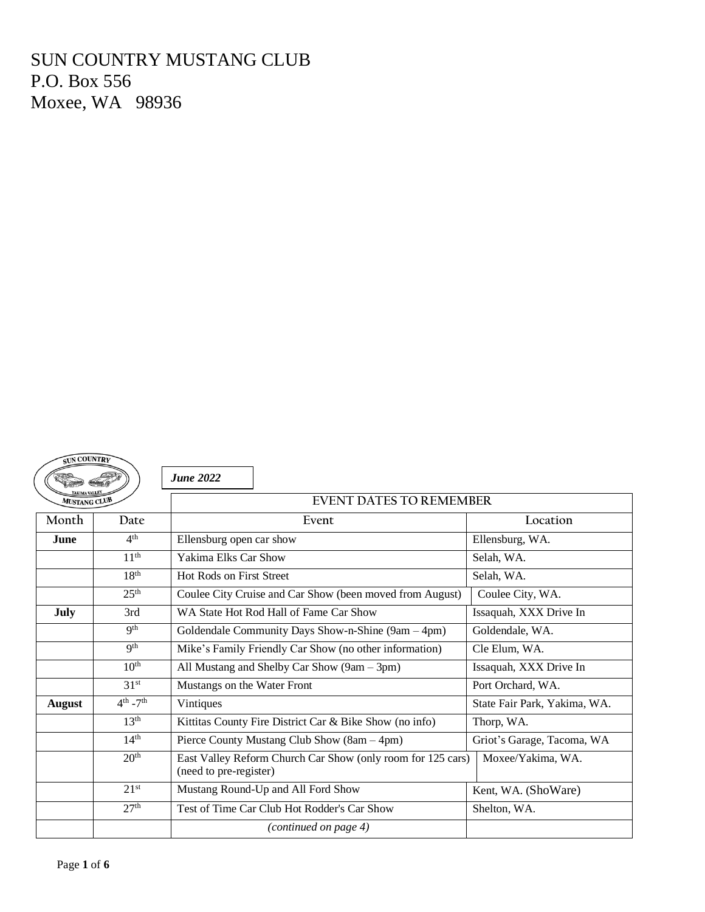# SUN COUNTRY MUSTANG CLUB
P.O. Box 556
Moxee, WA 98936

*June 2022*

| EVENT DATES TO REMEMBER | | | |
|---|---|---|---|
| Month | Date | Event | Location |
| **June** | 4th | Ellensburg open car show | Ellensburg, WA. |
| | 11th | Yakima Elks Car Show | Selah, WA. |
| | 18th | Hot Rods on First Street | Selah, WA. |
| | 25th | Coulee City Cruise and Car Show (been moved from August) | Coulee City, WA. |
| **July** | 3rd | WA State Hot Rod Hall of Fame Car Show | Issaquah, XXX Drive In |
| | 9th | Goldendale Community Days Show-n-Shine (9am – 4pm) | Goldendale, WA. |
| | 9th | Mike's Family Friendly Car Show (no other information) | Cle Elum, WA. |
| | 10th | All Mustang and Shelby Car Show (9am – 3pm) | Issaquah, XXX Drive In |
| | 31st | Mustangs on the Water Front | Port Orchard, WA. |
| **August** | 4th -7th | Vintiques | State Fair Park, Yakima, WA. |
| | 13th | Kittitas County Fire District Car & Bike Show (no info) | Thorp, WA. |
| | 14th | Pierce County Mustang Club Show (8am – 4pm) | Griot's Garage, Tacoma, WA |
| | 20th | East Valley Reform Church Car Show (only room for 125 cars) (need to pre-register) | Moxee/Yakima, WA. |
| | 21st | Mustang Round-Up and All Ford Show | Kent, WA. (ShoWare) |
| | 27th | Test of Time Car Club Hot Rodder's Car Show | Shelton, WA. |
| | | *(continued on page 4)* | |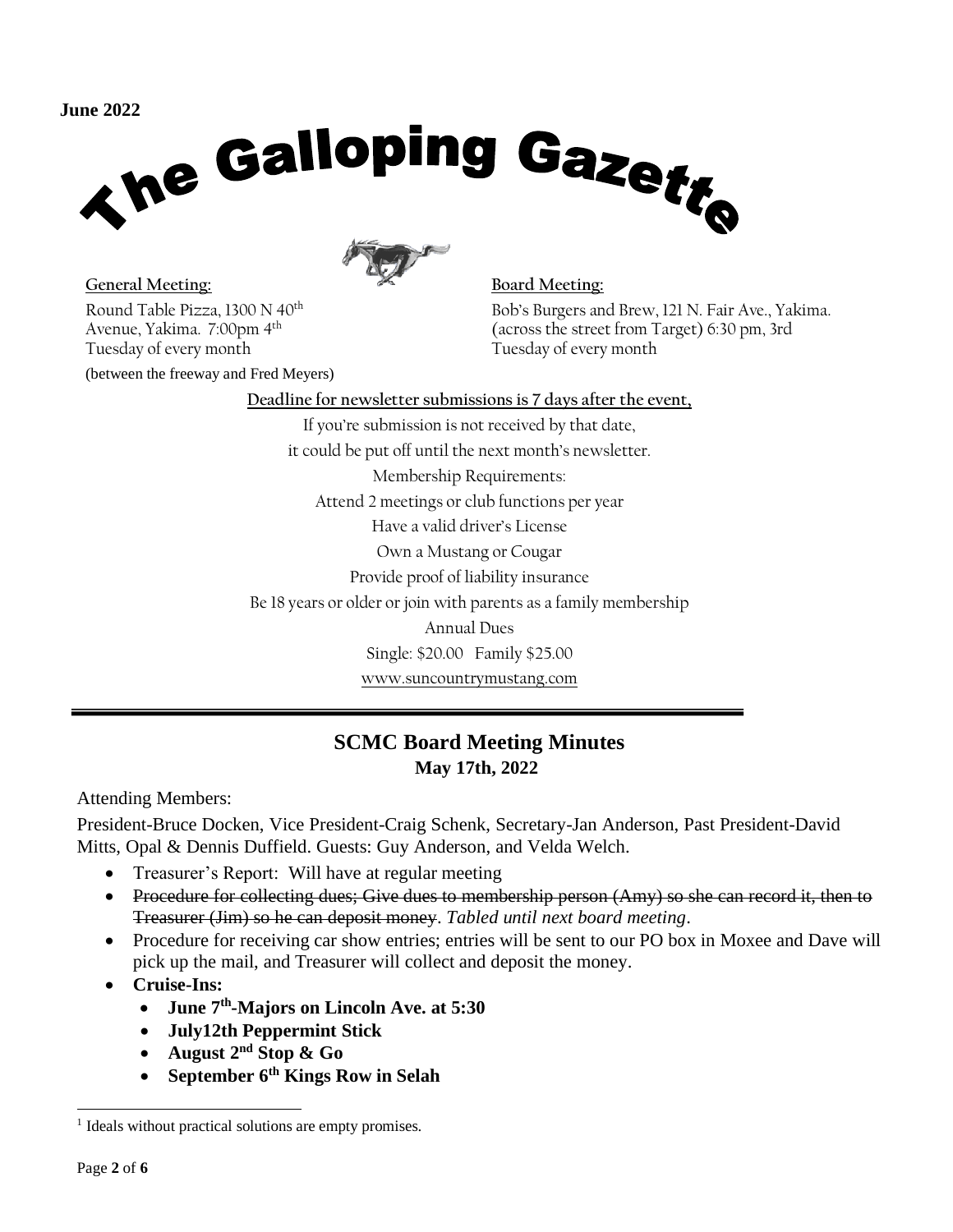June 2022

# The Galloping Gazette

**General Meeting:**

Round Table Pizza, 1300 N 40th Avenue, Yakima. 7:00pm 4th Tuesday of every month

(between the freeway and Fred Meyers)

**Board Meeting:**

Bob's Burgers and Brew, 121 N. Fair Ave., Yakima. (across the street from Target) 6:30 pm, 3rd Tuesday of every month

**Deadline for newsletter submissions is 7 days after the event,**

If you're submission is not received by that date,

it could be put off until the next month's newsletter.

Membership Requirements:

Attend 2 meetings or club functions per year

Have a valid driver's License

Own a Mustang or Cougar

Provide proof of liability insurance

Be 18 years or older or join with parents as a family membership

Annual Dues

Single: $20.00 Family $25.00

www.suncountrymustang.com

---

## SCMC Board Meeting Minutes

### May 17th, 2022

Attending Members:

President-Bruce Docken, Vice President-Craig Schenk, Secretary-Jan Anderson, Past President-David Mitts, Opal & Dennis Duffield. Guests: Guy Anderson, and Velda Welch.

- Treasurer's Report: Will have at regular meeting
- ~~Procedure for collecting dues; Give dues to membership person (Amy) so she can record it, then to Treasurer (Jim) so he can deposit money~~. *Tabled until next board meeting*.
- Procedure for receiving car show entries; entries will be sent to our PO box in Moxee and Dave will pick up the mail, and Treasurer will collect and deposit the money.
- **Cruise-Ins:**
  - **June 7th-Majors on Lincoln Ave. at 5:30**
  - **July12th Peppermint Stick**
  - **August 2nd Stop & Go**
  - **September 6th Kings Row in Selah**

[1] Ideals without practical solutions are empty promises.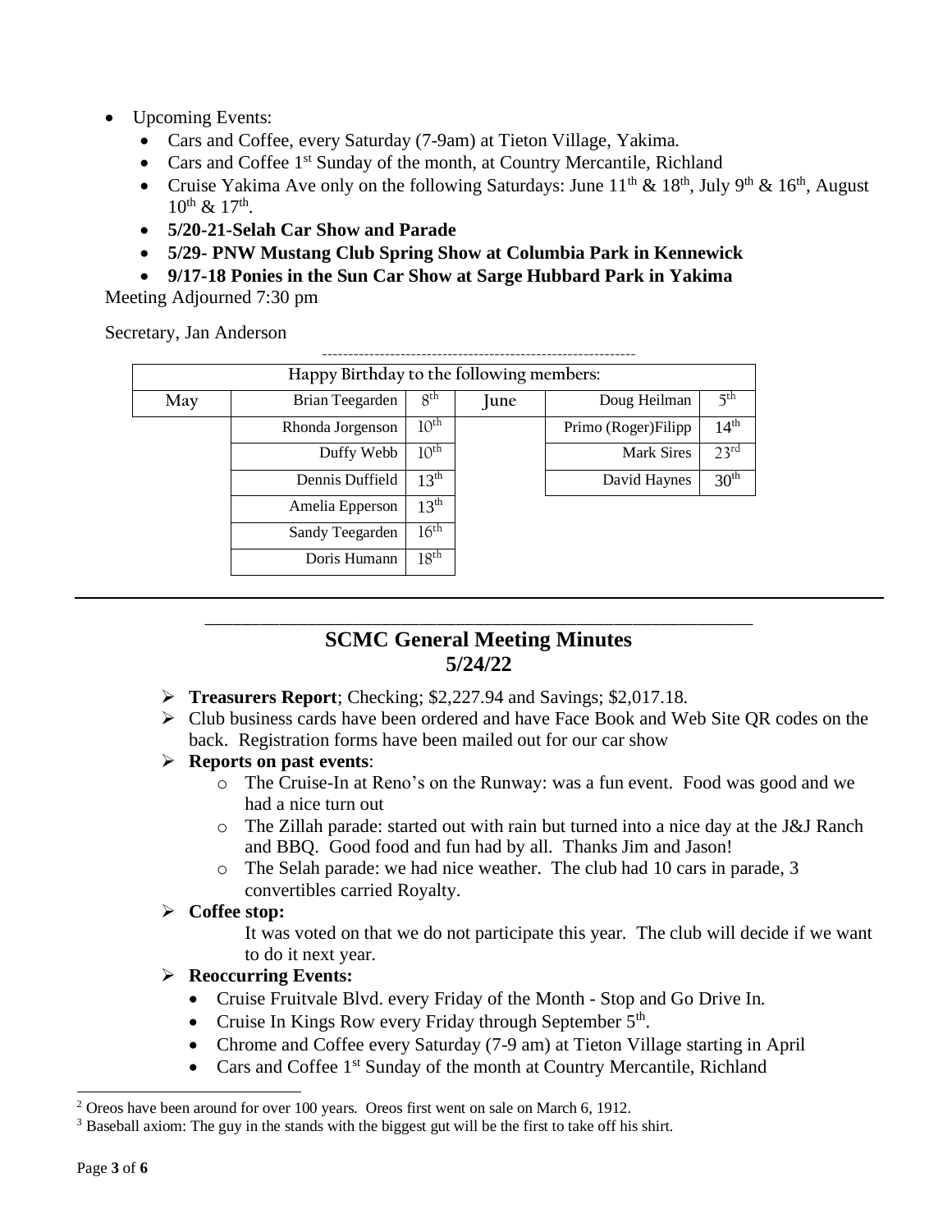- Upcoming Events:
  - Cars and Coffee, every Saturday (7-9am) at Tieton Village, Yakima.
  - Cars and Coffee 1st Sunday of the month, at Country Mercantile, Richland
  - Cruise Yakima Ave only on the following Saturdays: June 11th & 18th, July 9th & 16th, August 10th & 17th.
  - **5/20-21-Selah Car Show and Parade**
  - **5/29- PNW Mustang Club Spring Show at Columbia Park in Kennewick**
  - **9/17-18 Ponies in the Sun Car Show at Sarge Hubbard Park in Yakima**

Meeting Adjourned 7:30 pm

Secretary, Jan Anderson

---

| Happy Birthday to the following members: | | | | | |
|---|---|---|---|---|---|
| May | Brian Teegarden | 8th | June | Doug Heilman | 5th |
| | Rhonda Jorgenson | 10th | | Primo (Roger)Filipp | 14th |
| | Duffy Webb | 10th | | Mark Sires | 23rd |
| | Dennis Duffield | 13th | | David Haynes | 30th |
| | Amelia Epperson | 13th | | | |
| | Sandy Teegarden | 16th | | | |
| | Doris Humann | 18th | | | |

---

## SCMC General Meeting Minutes
## 5/24/22

- **Treasurers Report**; Checking; $2,227.94 and Savings; $2,017.18.
- Club business cards have been ordered and have Face Book and Web Site QR codes on the back. Registration forms have been mailed out for our car show
- **Reports on past events**:
  - The Cruise-In at Reno's on the Runway: was a fun event. Food was good and we had a nice turn out
  - The Zillah parade: started out with rain but turned into a nice day at the J&J Ranch and BBQ. Good food and fun had by all. Thanks Jim and Jason!
  - The Selah parade: we had nice weather. The club had 10 cars in parade, 3 convertibles carried Royalty.
- **Coffee stop:**

  It was voted on that we do not participate this year. The club will decide if we want to do it next year.
- **Reoccurring Events:**
  - Cruise Fruitvale Blvd. every Friday of the Month - Stop and Go Drive In.
  - Cruise In Kings Row every Friday through September 5th.
  - Chrome and Coffee every Saturday (7-9 am) at Tieton Village starting in April
  - Cars and Coffee 1st Sunday of the month at Country Mercantile, Richland

[2] Oreos have been around for over 100 years. Oreos first went on sale on March 6, 1912.

[3] Baseball axiom: The guy in the stands with the biggest gut will be the first to take off his shirt.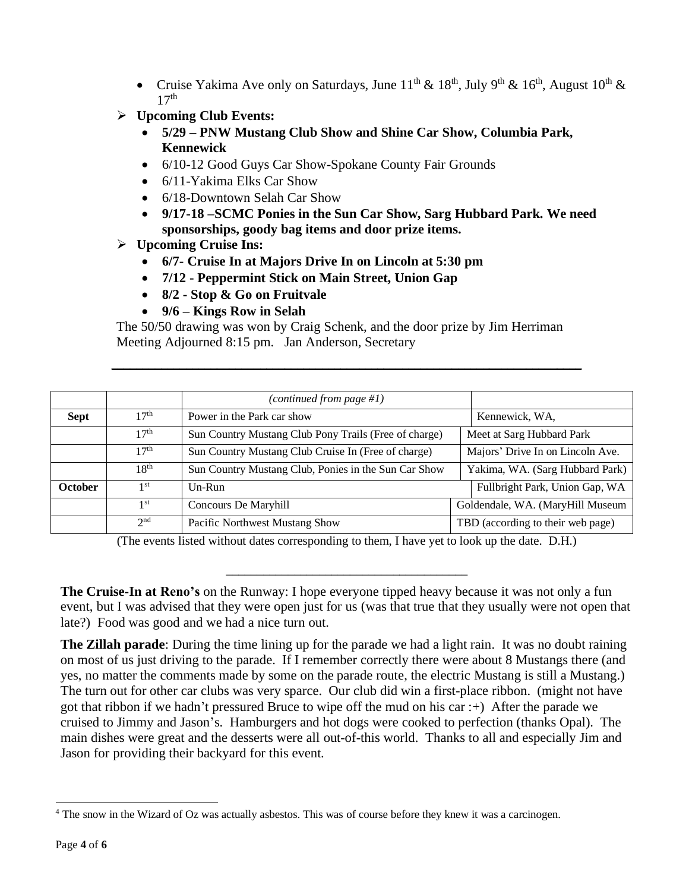- Cruise Yakima Ave only on Saturdays, June 11th & 18th, July 9th & 16th, August 10th & 17th

- **Upcoming Club Events:**
  - **5/29 – PNW Mustang Club Show and Shine Car Show, Columbia Park, Kennewick**
  - 6/10-12 Good Guys Car Show-Spokane County Fair Grounds
  - 6/11-Yakima Elks Car Show
  - 6/18-Downtown Selah Car Show
  - **9/17-18 –SCMC Ponies in the Sun Car Show, Sarg Hubbard Park. We need sponsorships, goody bag items and door prize items.**
- **Upcoming Cruise Ins:**
  - **6/7- Cruise In at Majors Drive In on Lincoln at 5:30 pm**
  - **7/12 - Peppermint Stick on Main Street, Union Gap**
  - **8/2 - Stop & Go on Fruitvale**
  - **9/6 – Kings Row in Selah**

The 50/50 drawing was won by Craig Schenk, and the door prize by Jim Herriman
Meeting Adjourned 8:15 pm. Jan Anderson, Secretary

---

| | | *(continued from page #1)* | |
|---|---|---|---|
| **Sept** | 17th | Power in the Park car show | Kennewick, WA, |
| | 17th | Sun Country Mustang Club Pony Trails (Free of charge) | Meet at Sarg Hubbard Park |
| | 17th | Sun Country Mustang Club Cruise In (Free of charge) | Majors' Drive In on Lincoln Ave. |
| | 18th | Sun Country Mustang Club, Ponies in the Sun Car Show | Yakima, WA. (Sarg Hubbard Park) |
| **October** | 1st | Un-Run | Fullbright Park, Union Gap, WA |
| | 1st | Concours De Maryhill | Goldendale, WA. (MaryHill Museum |
| | 2nd | Pacific Northwest Mustang Show | TBD (according to their web page) |

(The events listed without dates corresponding to them, I have yet to look up the date. D.H.)

---

**The Cruise-In at Reno's** on the Runway: I hope everyone tipped heavy because it was not only a fun event, but I was advised that they were open just for us (was that true that they usually were not open that late?) Food was good and we had a nice turn out.

**The Zillah parade**: During the time lining up for the parade we had a light rain. It was no doubt raining on most of us just driving to the parade. If I remember correctly there were about 8 Mustangs there (and yes, no matter the comments made by some on the parade route, the electric Mustang is still a Mustang.) The turn out for other car clubs was very sparce. Our club did win a first-place ribbon. (might not have got that ribbon if we hadn't pressured Bruce to wipe off the mud on his car :+) After the parade we cruised to Jimmy and Jason's. Hamburgers and hot dogs were cooked to perfection (thanks Opal). The main dishes were great and the desserts were all out-of-this world. Thanks to all and especially Jim and Jason for providing their backyard for this event.

[4] The snow in the Wizard of Oz was actually asbestos. This was of course before they knew it was a carcinogen.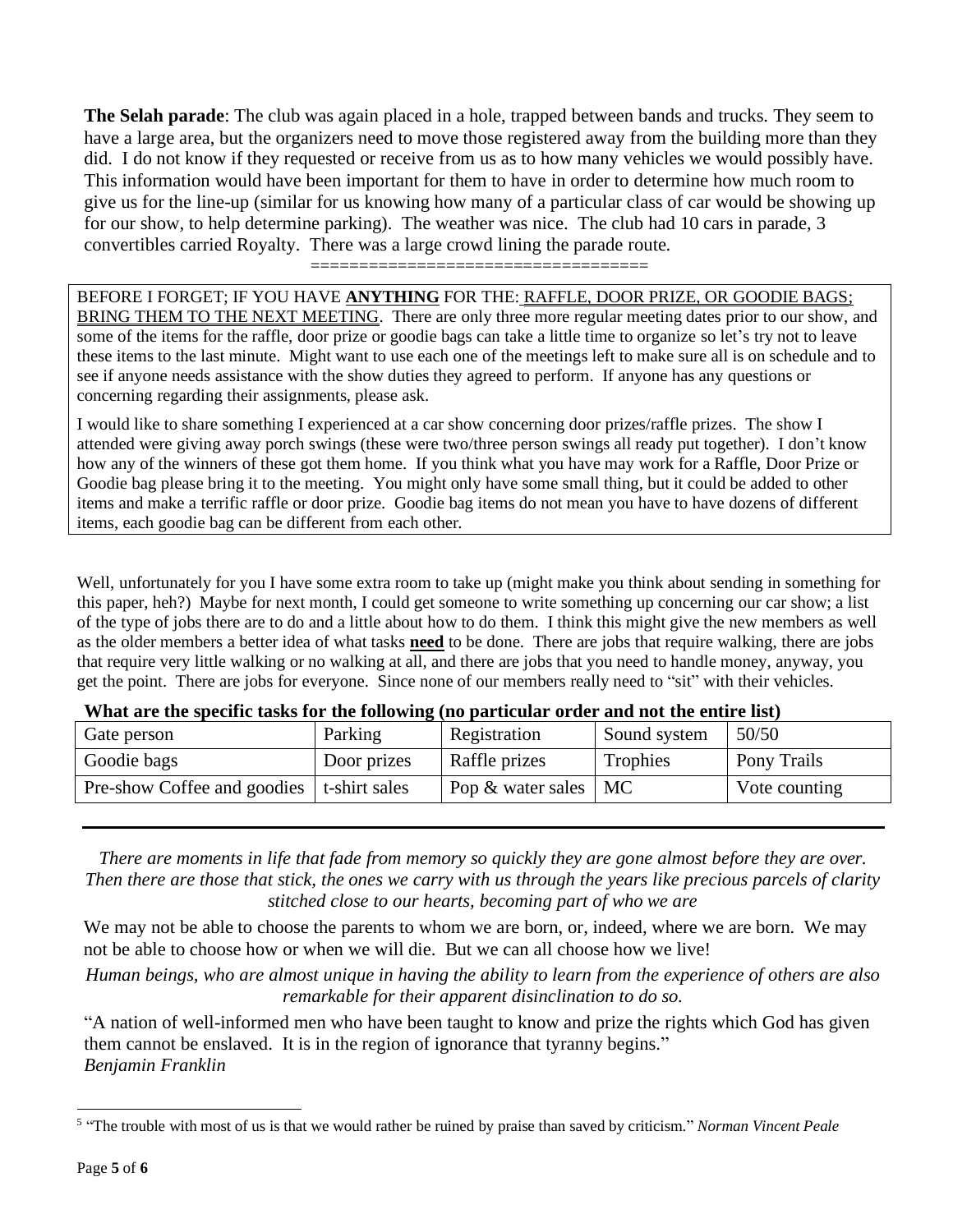**The Selah parade**: The club was again placed in a hole, trapped between bands and trucks. They seem to have a large area, but the organizers need to move those registered away from the building more than they did. I do not know if they requested or receive from us as to how many vehicles we would possibly have. This information would have been important for them to have in order to determine how much room to give us for the line-up (similar for us knowing how many of a particular class of car would be showing up for our show, to help determine parking). The weather was nice. The club had 10 cars in parade, 3 convertibles carried Royalty. There was a large crowd lining the parade route.

==================================

BEFORE I FORGET; IF YOU HAVE **ANYTHING** FOR THE: RAFFLE, DOOR PRIZE, OR GOODIE BAGS; BRING THEM TO THE NEXT MEETING. There are only three more regular meeting dates prior to our show, and some of the items for the raffle, door prize or goodie bags can take a little time to organize so let's try not to leave these items to the last minute. Might want to use each one of the meetings left to make sure all is on schedule and to see if anyone needs assistance with the show duties they agreed to perform. If anyone has any questions or concerning regarding their assignments, please ask.

I would like to share something I experienced at a car show concerning door prizes/raffle prizes. The show I attended were giving away porch swings (these were two/three person swings all ready put together). I don't know how any of the winners of these got them home. If you think what you have may work for a Raffle, Door Prize or Goodie bag please bring it to the meeting. You might only have some small thing, but it could be added to other items and make a terrific raffle or door prize. Goodie bag items do not mean you have to have dozens of different items, each goodie bag can be different from each other.

Well, unfortunately for you I have some extra room to take up (might make you think about sending in something for this paper, heh?) Maybe for next month, I could get someone to write something up concerning our car show; a list of the type of jobs there are to do and a little about how to do them. I think this might give the new members as well as the older members a better idea of what tasks **need** to be done. There are jobs that require walking, there are jobs that require very little walking or no walking at all, and there are jobs that you need to handle money, anyway, you get the point. There are jobs for everyone. Since none of our members really need to "sit" with their vehicles.

**What are the specific tasks for the following (no particular order and not the entire list)**

| Gate person | Parking | Registration | Sound system | 50/50 |
|---|---|---|---|---|
| Goodie bags | Door prizes | Raffle prizes | Trophies | Pony Trails |
| Pre-show Coffee and goodies | t-shirt sales | Pop & water sales | MC | Vote counting |

---

*There are moments in life that fade from memory so quickly they are gone almost before they are over. Then there are those that stick, the ones we carry with us through the years like precious parcels of clarity stitched close to our hearts, becoming part of who we are*

We may not be able to choose the parents to whom we are born, or, indeed, where we are born. We may not be able to choose how or when we will die. But we can all choose how we live!

*Human beings, who are almost unique in having the ability to learn from the experience of others are also remarkable for their apparent disinclination to do so.*

"A nation of well-informed men who have been taught to know and prize the rights which God has given them cannot be enslaved. It is in the region of ignorance that tyranny begins."
*Benjamin Franklin*

---

[5] "The trouble with most of us is that we would rather be ruined by praise than saved by criticism." *Norman Vincent Peale*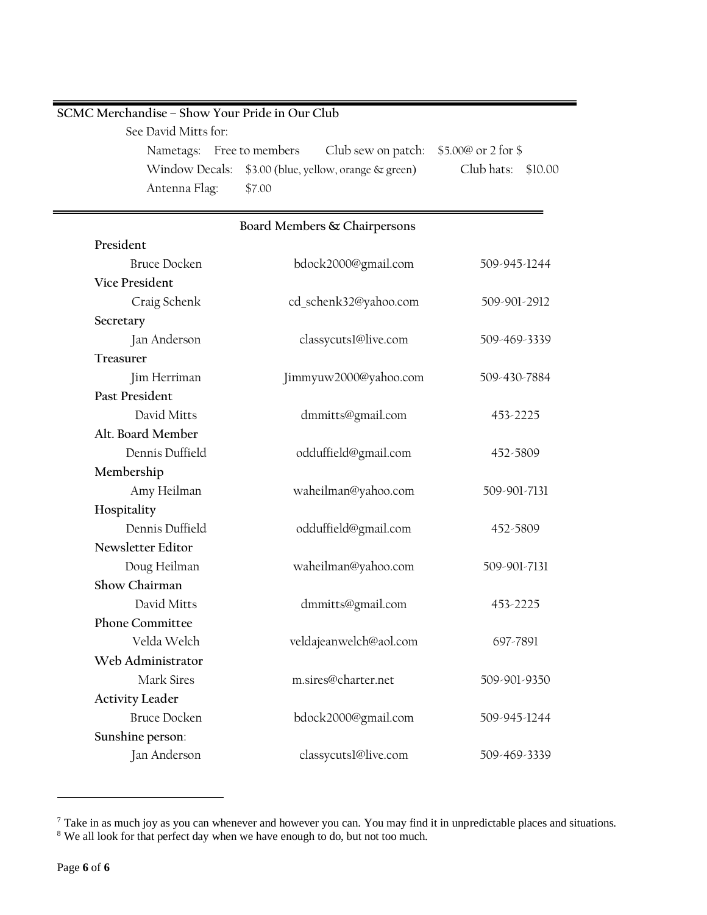## SCMC Merchandise – Show Your Pride in Our Club

See David Mitts for:

Nametags: Free to members  Club sew on patch: $5.00@ or 2 for $

Window Decals: $3.00 (blue, yellow, orange & green)  Club hats: $10.00

Antenna Flag: $7.00

## Board Members & Chairpersons

| | | |
|---|---|---|
| **President** | | |
| Bruce Docken | bdock2000@gmail.com | 509-945-1244 |
| **Vice President** | | |
| Craig Schenk | cd_schenk32@yahoo.com | 509-901-2912 |
| **Secretary** | | |
| Jan Anderson | classycuts1@live.com | 509-469-3339 |
| **Treasurer** | | |
| Jim Herriman | Jimmyuw2000@yahoo.com | 509-430-7884 |
| **Past President** | | |
| David Mitts | dmmitts@gmail.com | 453-2225 |
| **Alt. Board Member** | | |
| Dennis Duffield | odduffield@gmail.com | 452-5809 |
| **Membership** | | |
| Amy Heilman | waheilman@yahoo.com | 509-901-7131 |
| **Hospitality** | | |
| Dennis Duffield | odduffield@gmail.com | 452-5809 |
| **Newsletter Editor** | | |
| Doug Heilman | waheilman@yahoo.com | 509-901-7131 |
| **Show Chairman** | | |
| David Mitts | dmmitts@gmail.com | 453-2225 |
| **Phone Committee** | | |
| Velda Welch | veldajeanwelch@aol.com | 697-7891 |
| **Web Administrator** | | |
| Mark Sires | m.sires@charter.net | 509-901-9350 |
| **Activity Leader** | | |
| Bruce Docken | bdock2000@gmail.com | 509-945-1244 |
| **Sunshine person**: | | |
| Jan Anderson | classycuts1@live.com | 509-469-3339 |

---

[7] Take in as much joy as you can whenever and however you can. You may find it in unpredictable places and situations.

[8] We all look for that perfect day when we have enough to do, but not too much.